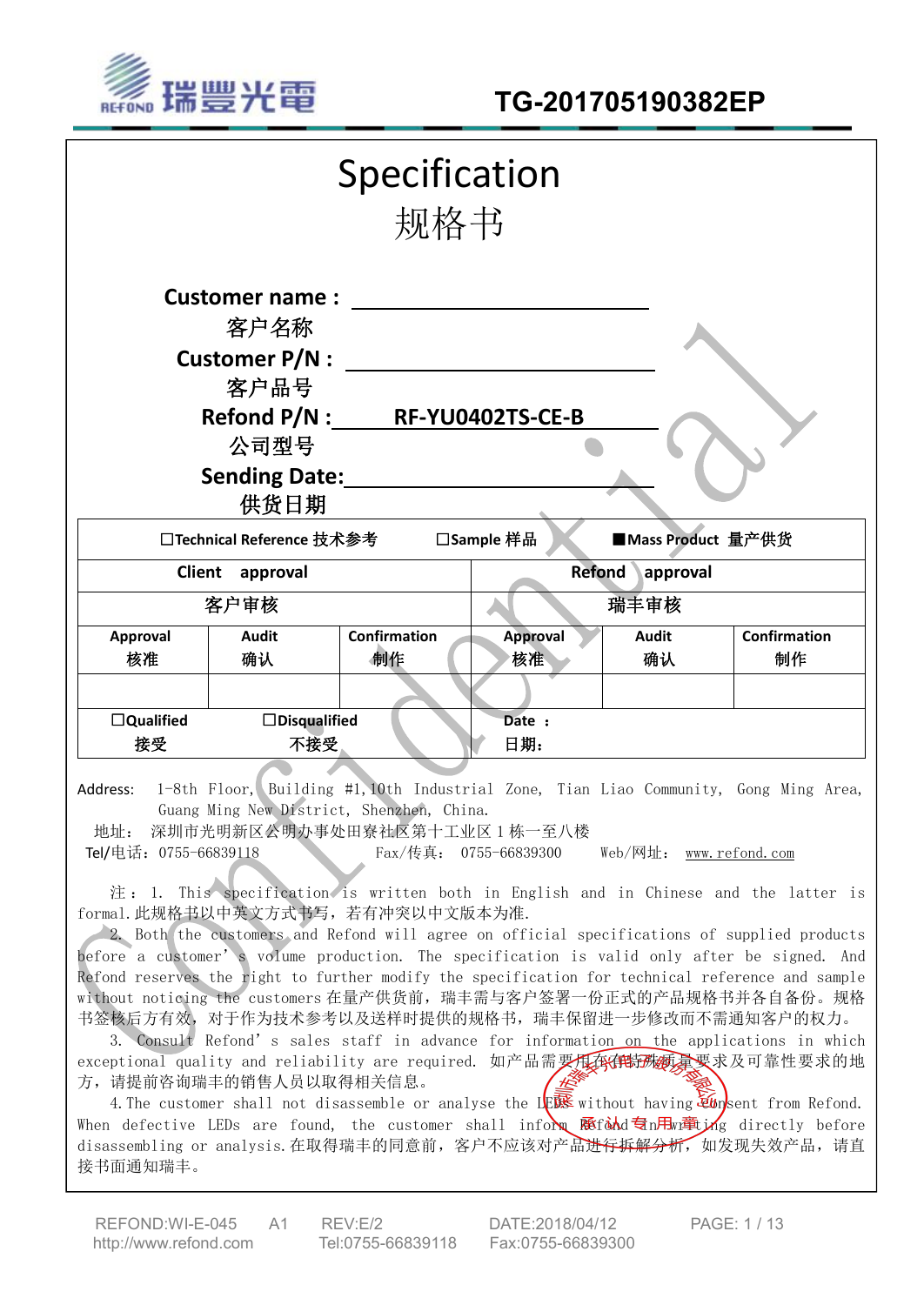瑞豐光電

TG-201705190382EP

# Specification
# 规格书

**Customer name :** ____________________
客户名称

**Customer P/N :** ____________________
客户品号

**Refond P/N :** **RF-YU0402TS-CE-B**
公司型号

**Sending Date:** ____________________
供货日期

| □Technical Reference 技术参考 | | □Sample 样品 | | ■Mass Product 量产供货 | |
|---|---|---|---|---|---|
| Client approval | | | Refond approval | | |
| 客户审核 | | | 瑞丰审核 | | |
| Approval 核准 | Audit 确认 | Confirmation 制作 | Approval 核准 | Audit 确认 | Confirmation 制作 |
| | | | | | |
| □Qualified 接受 | □Disqualified 不接受 | | Date ： 日期： | | |

Address: 1-8th Floor, Building #1,10th Industrial Zone, Tian Liao Community, Gong Ming Area, Guang Ming New District, Shenzhen, China.

地址： 深圳市光明新区公明办事处田寮社区第十工业区 1 栋一至八楼

Tel/电话：0755-66839118　　Fax/传真： 0755-66839300　　Web/网址： www.refond.com

注： 1. This specification is written both in English and in Chinese and the latter is formal.此规格书以中英文方式书写，若有冲突以中文版本为准.

2. Both the customers and Refond will agree on official specifications of supplied products before a customer's volume production. The specification is valid only after be signed. And Refond reserves the right to further modify the specification for technical reference and sample without noticing the customers 在量产供货前，瑞丰需与客户签署一份正式的产品规格书并各自备份。规格书签核后方有效，对于作为技术参考以及送样时提供的规格书，瑞丰保留进一步修改而不需通知客户的权力。

3. Consult Refond's sales staff in advance for information on the applications in which exceptional quality and reliability are required. 如产品需要用在有特殊质量要求及可靠性要求的地方，请提前咨询瑞丰的销售人员以取得相关信息。

4. The customer shall not disassemble or analyse the LEDs without having consent from Refond. When defective LEDs are found, the customer shall inform Refond in writing directly before disassembling or analysis.在取得瑞丰的同意前，客户不应该对产品进行拆解分析，如发现失效产品，请直接书面通知瑞丰。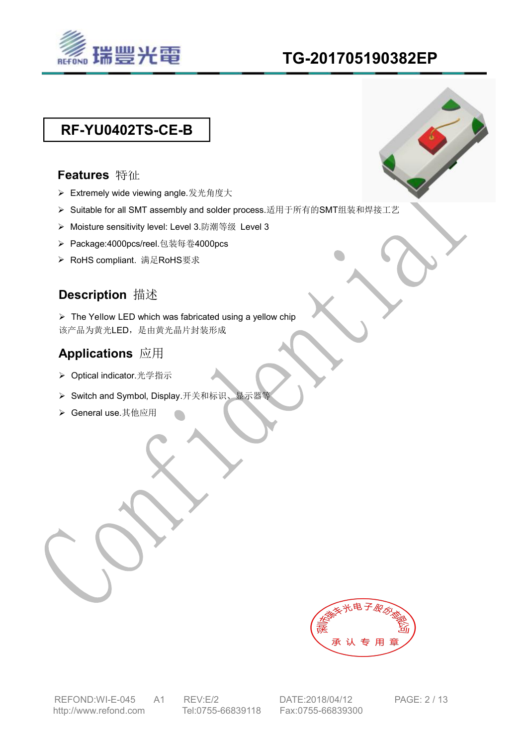# RF-YU0402TS-CE-B

## Features 特征

- Extremely wide viewing angle.发光角度大
- Suitable for all SMT assembly and solder process.适用于所有的SMT组装和焊接工艺
- Moisture sensitivity level: Level 3.防潮等级 Level 3
- Package:4000pcs/reel.包装每卷4000pcs
- RoHS compliant. 满足RoHS要求

## Description 描述

- The Yellow LED which was fabricated using a yellow chip

该产品为黄光LED，是由黄光晶片封装形成

## Applications 应用

- Optical indicator.光学指示
- Switch and Symbol, Display.开关和标识、显示器等
- General use.其他应用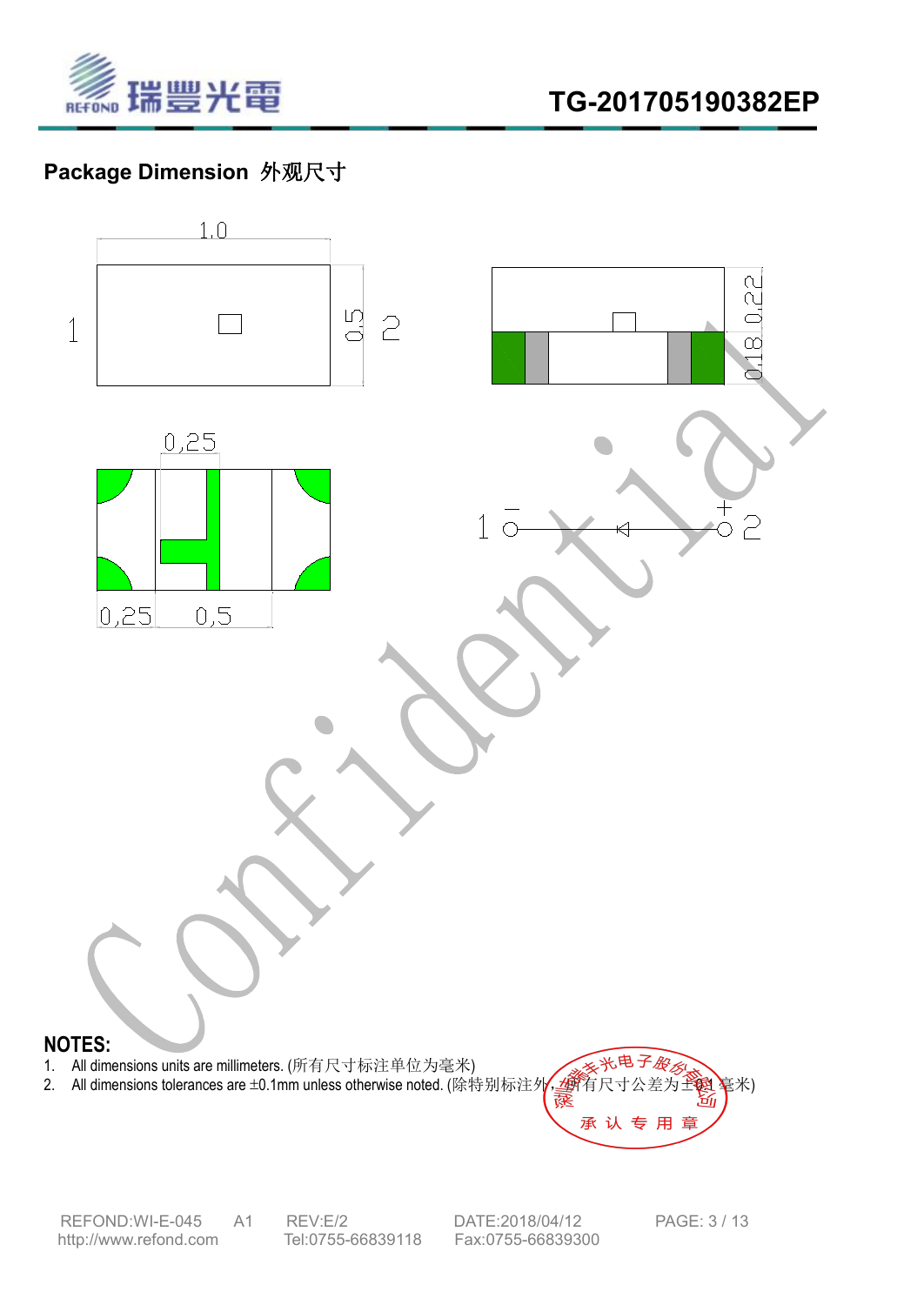## Package Dimension 外观尺寸

**NOTES:**

1. All dimensions units are millimeters. (所有尺寸标注单位为毫米)
2. All dimensions tolerances are ±0.1mm unless otherwise noted. (除特别标注外，所有尺寸公差为±0.1毫米)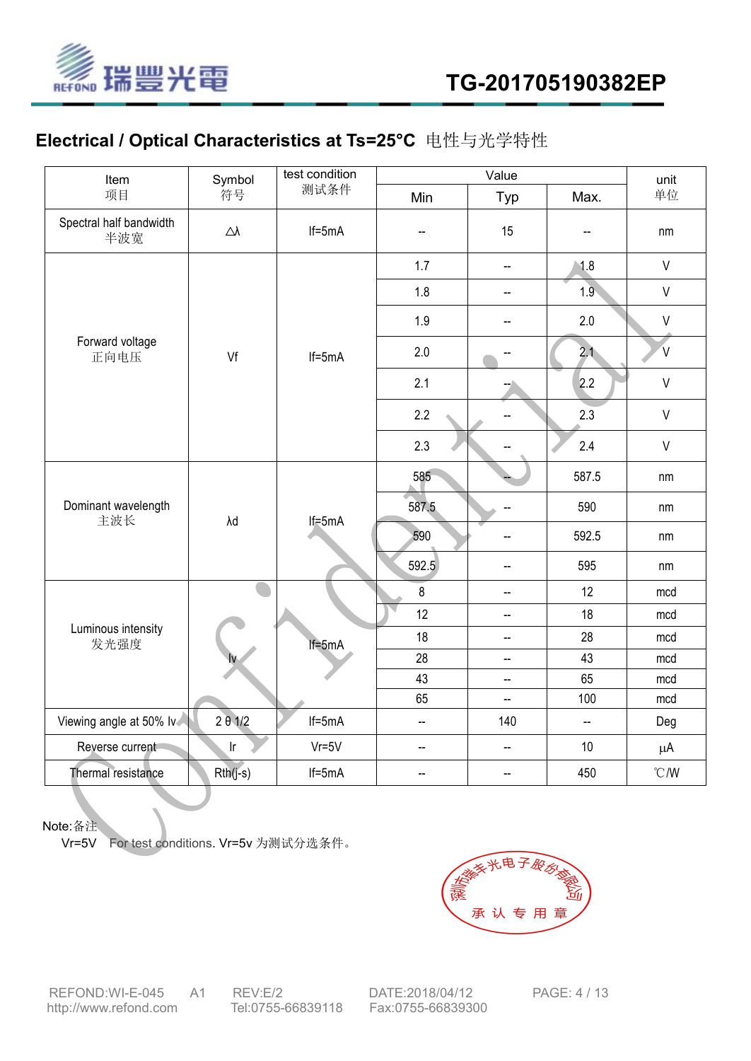## Electrical / Optical Characteristics at Ts=25°C 电性与光学特性

| Item<br>项目 | Symbol<br>符号 | test condition<br>测试条件 | Value | | | unit<br>单位 |
|---|---|---|---|---|---|---|
| | | | Min | Typ | Max. | |
| Spectral half bandwidth<br>半波宽 | △λ | If=5mA | -- | 15 | -- | nm |
| Forward voltage<br>正向电压 | Vf | If=5mA | 1.7 | -- | 1.8 | V |
| | | | 1.8 | -- | 1.9 | V |
| | | | 1.9 | -- | 2.0 | V |
| | | | 2.0 | -- | 2.1 | V |
| | | | 2.1 | -- | 2.2 | V |
| | | | 2.2 | -- | 2.3 | V |
| | | | 2.3 | -- | 2.4 | V |
| Dominant wavelength<br>主波长 | λd | If=5mA | 585 | -- | 587.5 | nm |
| | | | 587.5 | -- | 590 | nm |
| | | | 590 | -- | 592.5 | nm |
| | | | 592.5 | -- | 595 | nm |
| Luminous intensity<br>发光强度 | Iv | If=5mA | 8 | -- | 12 | mcd |
| | | | 12 | -- | 18 | mcd |
| | | | 18 | -- | 28 | mcd |
| | | | 28 | -- | 43 | mcd |
| | | | 43 | -- | 65 | mcd |
| | | | 65 | -- | 100 | mcd |
| Viewing angle at 50% Iv | 2 θ 1/2 | If=5mA | -- | 140 | -- | Deg |
| Reverse current | Ir | Vr=5V | -- | -- | 10 | μA |
| Thermal resistance | Rth(j-s) | If=5mA | -- | -- | 450 | ℃/W |

Note:备注

Vr=5V For test conditions. Vr=5v 为测试分选条件。

深圳市瑞丰光电子股份有限公司 承认专用章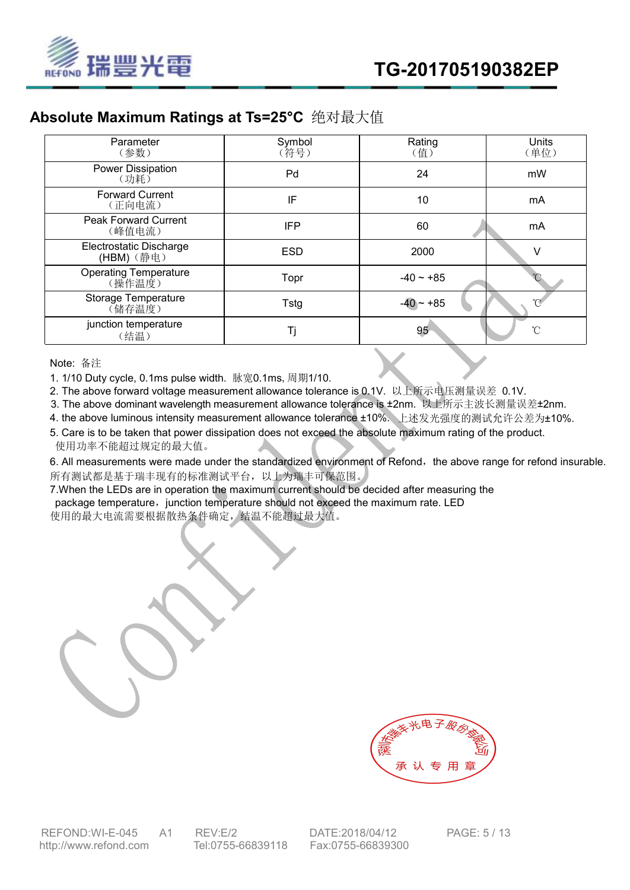## Absolute Maximum Ratings at Ts=25°C 绝对最大值

| Parameter（参数） | Symbol（符号） | Rating（值） | Units（单位） |
|---|---|---|---|
| Power Dissipation（功耗） | Pd | 24 | mW |
| Forward Current（正向电流） | IF | 10 | mA |
| Peak Forward Current（峰值电流） | IFP | 60 | mA |
| Electrostatic Discharge (HBM)（静电） | ESD | 2000 | V |
| Operating Temperature（操作温度） | Topr | -40 ~ +85 | ℃ |
| Storage Temperature（储存温度） | Tstg | -40 ~ +85 | ℃ |
| junction temperature（结温） | Tj | 95 | ℃ |

Note: 备注

1. 1/10 Duty cycle, 0.1ms pulse width. 脉宽0.1ms, 周期1/10.
2. The above forward voltage measurement allowance tolerance is 0.1V. 以上所示电压测量误差 0.1V.
3. The above dominant wavelength measurement allowance tolerance is ±2nm. 以上所示主波长测量误差±2nm.
4. the above luminous intensity measurement allowance tolerance ±10%. 上述发光强度的测试允许公差为±10%.
5. Care is to be taken that power dissipation does not exceed the absolute maximum rating of the product. 使用功率不能超过规定的最大值。
6. All measurements were made under the standardized environment of Refond，the above range for refond insurable. 所有测试都是基于瑞丰现有的标准测试平台，以上为瑞丰可保范围。
7. When the LEDs are in operation the maximum current should be decided after measuring the package temperature，junction temperature should not exceed the maximum rate. LED 使用的最大电流需要根据散热条件确定，结温不能超过最大值。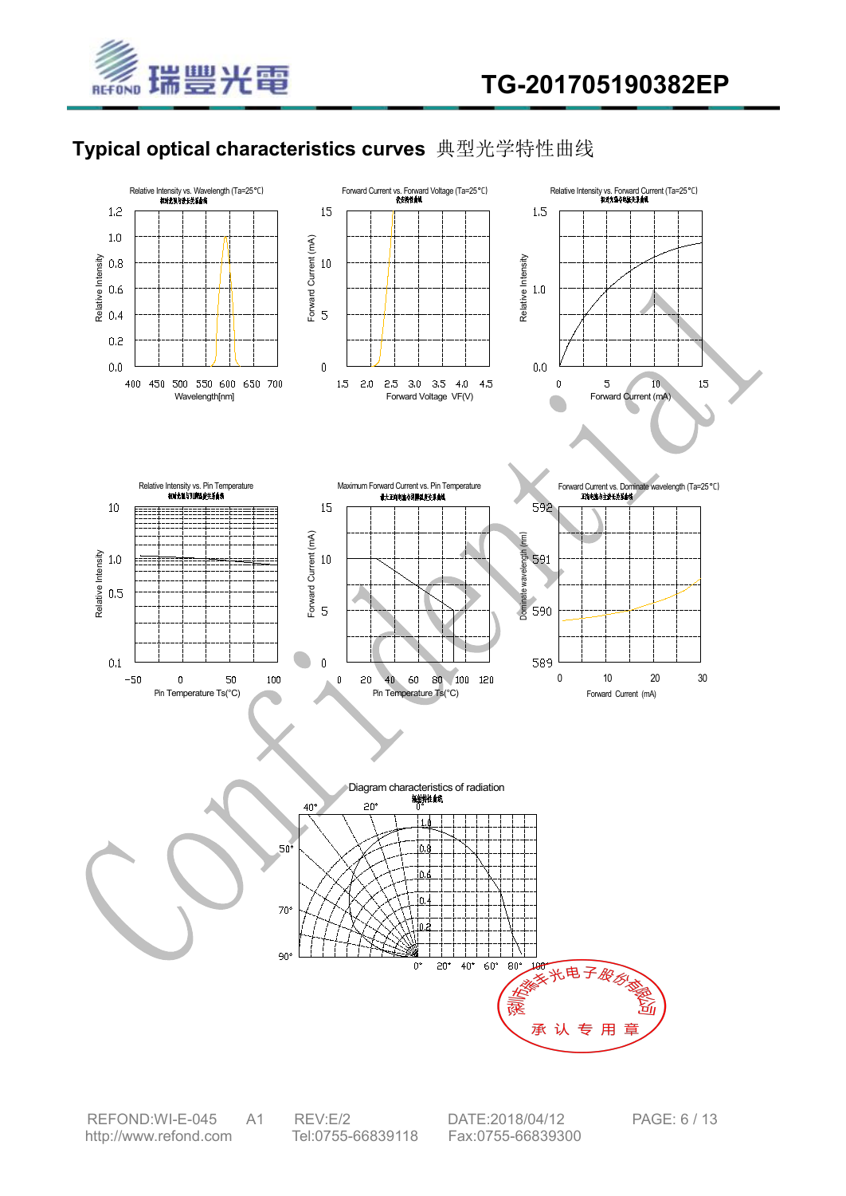# Typical optical characteristics curves 典型光学特性曲线

Relative Intensity vs. Wavelength (Ta=25°C)

Wavelength[nm]

Forward Current vs. Forward Voltage (Ta=25°C)

Forward Voltage VF(V)

Relative Intensity vs. Forward Current (Ta=25°C)

Forward Current (mA)

Relative Intensity vs. Pin Temperature

Pin Temperature Ts(°C)

Maximum Forward Current vs. Pin Temperature

Pin Temperature Ts(°C)

Forward Current vs. Dominate wavelength (Ta=25°C)

Forward Current (mA)

Diagram characteristics of radiation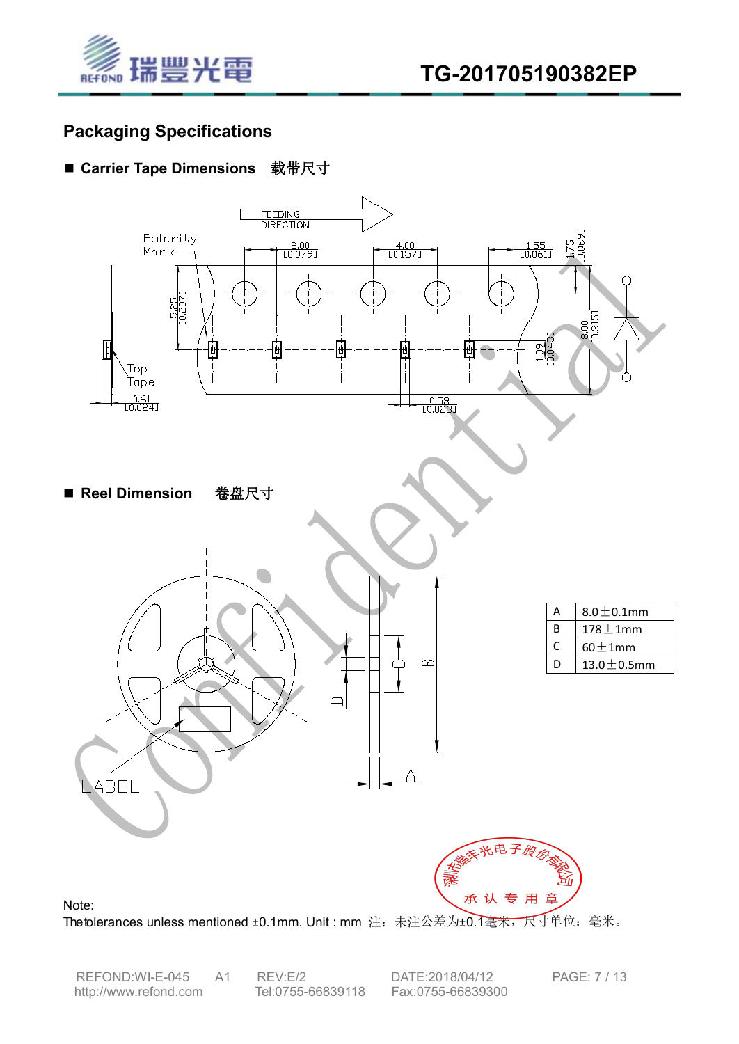## Packaging Specifications

### ■ Carrier Tape Dimensions　载带尺寸

### ■ Reel Dimension　卷盘尺寸

| A | 8.0±0.1mm |
|---|---|
| B | 178±1mm |
| C | 60±1mm |
| D | 13.0±0.5mm |

Note:

The tolerances unless mentioned ±0.1mm. Unit : mm　注：未注公差为±0.1毫米，尺寸单位：毫米。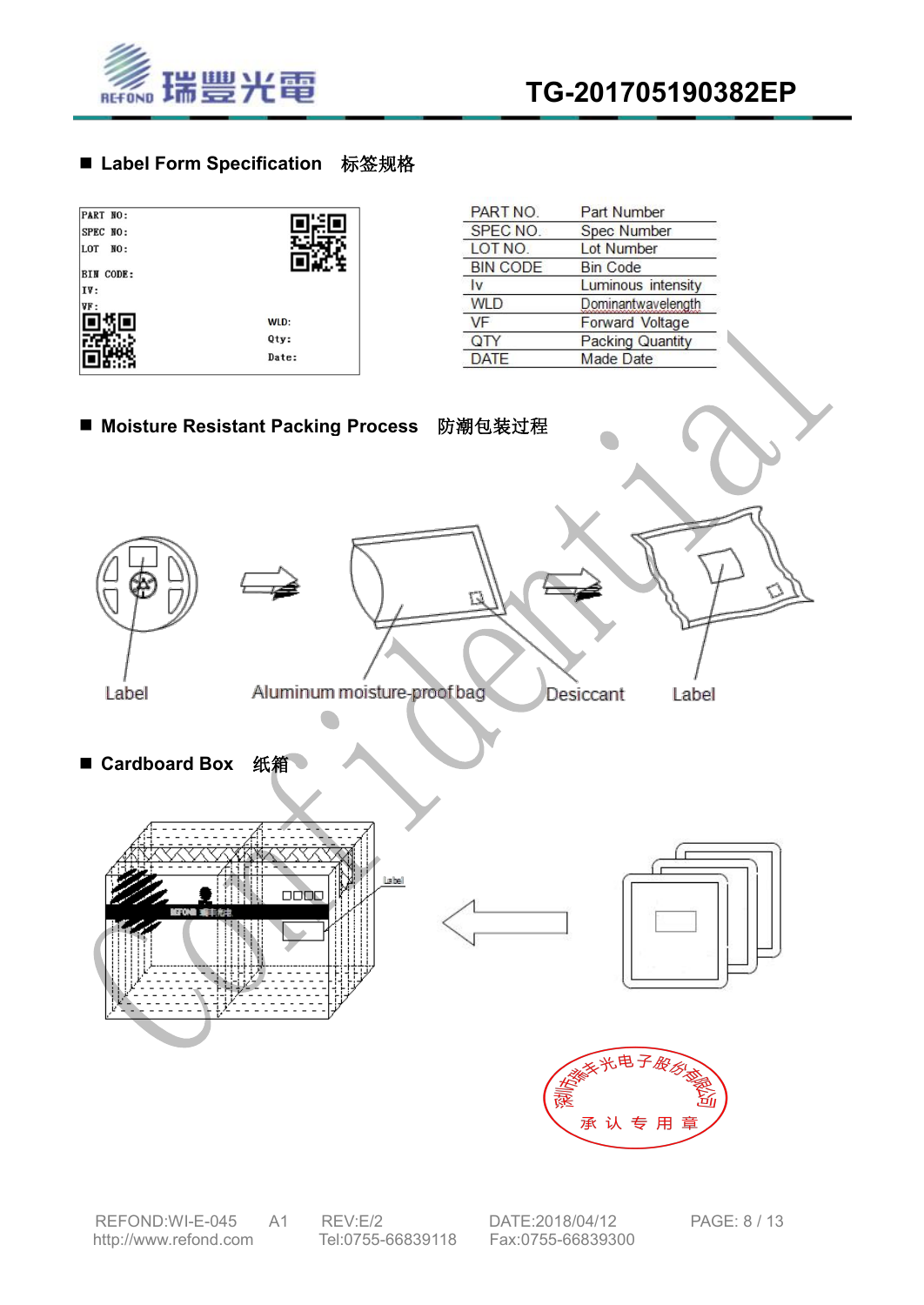## ■ Label Form Specification 标签规格

PART NO:
SPEC NO:
LOT NO:
BIN CODE:
IV:
VF:
WLD:
Qty:
Date:

| PART NO. | Part Number |
|---|---|
| SPEC NO. | Spec Number |
| LOT NO. | Lot Number |
| BIN CODE | Bin Code |
| Iv | Luminous intensity |
| WLD | Dominantwavelength |
| VF | Forward Voltage |
| QTY | Packing Quantity |
| DATE | Made Date |

## ■ Moisture Resistant Packing Process 防潮包装过程

Label → Aluminum moisture-proof bag → Desiccant → Label

## ■ Cardboard Box 纸箱

Label

深圳市瑞丰光电子股份有限公司
承认专用章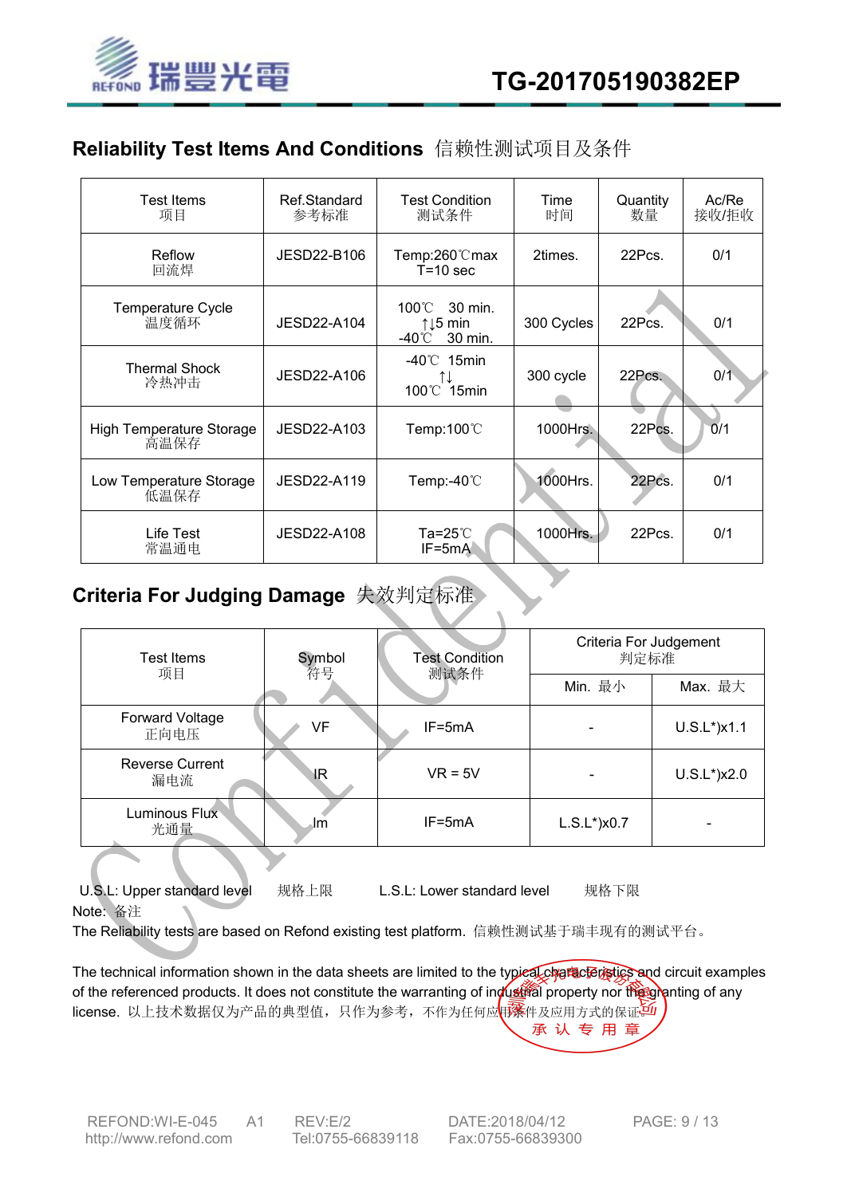## Reliability Test Items And Conditions 信赖性测试项目及条件

| Test Items 项目 | Ref.Standard 参考标准 | Test Condition 测试条件 | Time 时间 | Quantity 数量 | Ac/Re 接收/拒收 |
|---|---|---|---|---|---|
| Reflow 回流焊 | JESD22-B106 | Temp:260℃max T=10 sec | 2times. | 22Pcs. | 0/1 |
| Temperature Cycle 温度循环 | JESD22-A104 | 100℃ 30 min. ↑↓5 min -40℃ 30 min. | 300 Cycles | 22Pcs. | 0/1 |
| Thermal Shock 冷热冲击 | JESD22-A106 | -40℃ 15min ↑↓ 100℃ 15min | 300 cycle | 22Pcs. | 0/1 |
| High Temperature Storage 高温保存 | JESD22-A103 | Temp:100℃ | 1000Hrs. | 22Pcs. | 0/1 |
| Low Temperature Storage 低温保存 | JESD22-A119 | Temp:-40℃ | 1000Hrs. | 22Pcs. | 0/1 |
| Life Test 常温通电 | JESD22-A108 | Ta=25℃ IF=5mA | 1000Hrs. | 22Pcs. | 0/1 |

## Criteria For Judging Damage 失效判定标准

| Test Items 项目 | Symbol 符号 | Test Condition 测试条件 | Criteria For Judgement 判定标准 | |
|---|---|---|---|---|
| | | | Min. 最小 | Max. 最大 |
| Forward Voltage 正向电压 | VF | IF=5mA | - | U.S.L*)x1.1 |
| Reverse Current 漏电流 | IR | VR = 5V | - | U.S.L*)x2.0 |
| Luminous Flux 光通量 | Im | IF=5mA | L.S.L*)x0.7 | - |

U.S.L: Upper standard level 规格上限 L.S.L: Lower standard level 规格下限

Note: 备注

The Reliability tests are based on Refond existing test platform. 信赖性测试基于瑞丰现有的测试平台。

The technical information shown in the data sheets are limited to the typical characteristics and circuit examples of the referenced products. It does not constitute the warranting of industrial property nor the granting of any license. 以上技术数据仅为产品的典型值，只作为参考，不作为任何应用条件及应用方式的保证。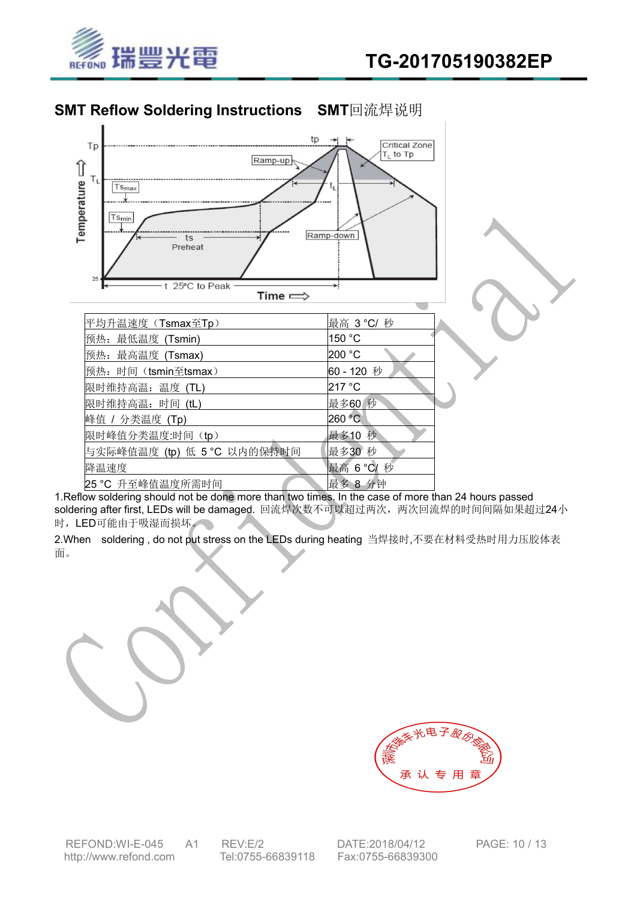## SMT Reflow Soldering Instructions　SMT回流焊说明

| 平均升温速度（Tsmax至Tp） | 最高 3 °C/ 秒 |
|---|---|
| 预热：最低温度 (Tsmin) | 150 °C |
| 预热：最高温度 (Tsmax) | 200 °C |
| 预热：时间（tsmin至tsmax） | 60 - 120 秒 |
| 限时维持高温：温度 (TL) | 217 °C |
| 限时维持高温：时间 (tL) | 最多60 秒 |
| 峰值 / 分类温度 (Tp) | 260 °C |
| 限时峰值分类温度:时间（tp） | 最多10 秒 |
| 与实际峰值温度 (tp) 低 5 °C 以内的保持时间 | 最多30 秒 |
| 降温速度 | 最高 6 °C/ 秒 |
| 25 °C 升至峰值温度所需时间 | 最多 8 分钟 |

1.Reflow soldering should not be done more than two times. In the case of more than 24 hours passed soldering after first, LEDs will be damaged. 回流焊次数不可以超过两次，两次回流焊的时间间隔如果超过24小时，LED可能由于吸湿而损坏。

2.When soldering , do not put stress on the LEDs during heating 当焊接时,不要在材料受热时用力压胶体表面。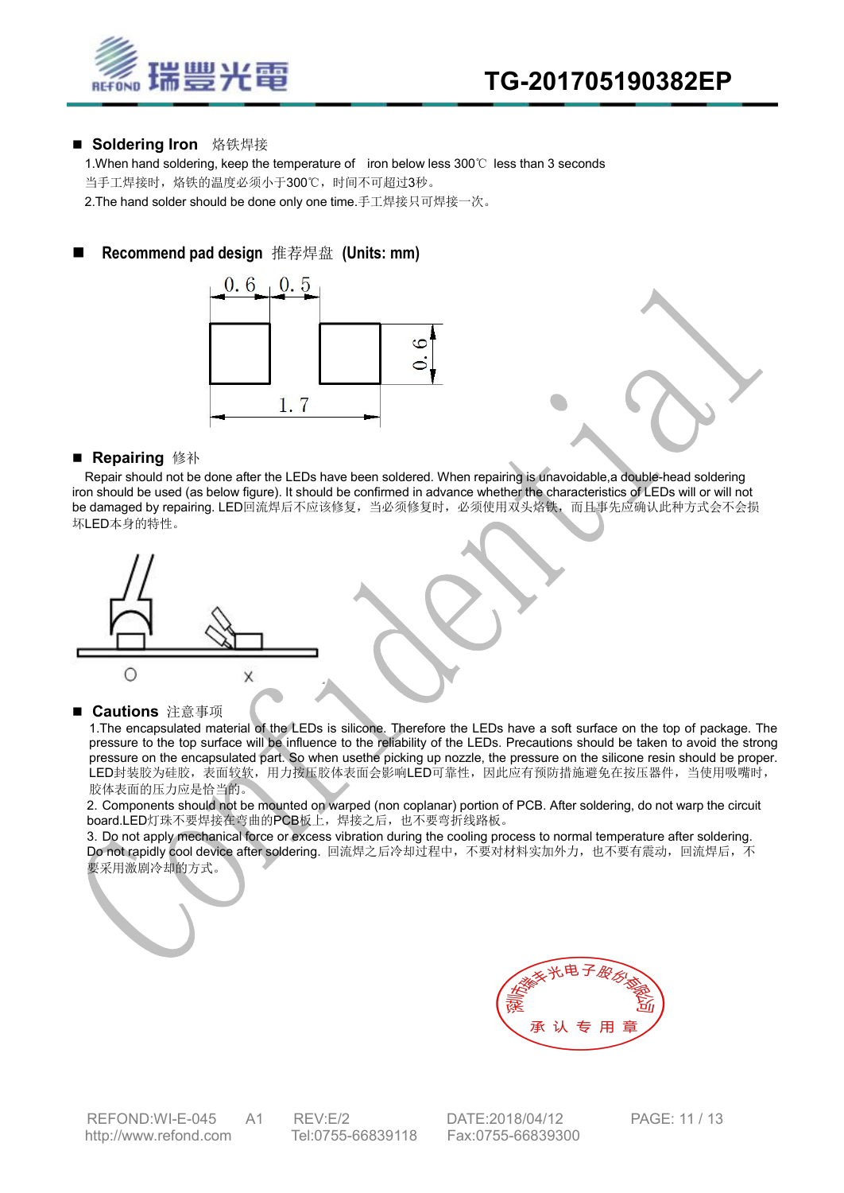## Soldering Iron 烙铁焊接

1.When hand soldering, keep the temperature of iron below less 300℃ less than 3 seconds
当手工焊接时，烙铁的温度必须小于300℃，时间不可超过3秒。

2.The hand solder should be done only one time.手工焊接只可焊接一次。

## Recommend pad design 推荐焊盘 (Units: mm)

0.6 0.5

0.6

1.7

## Repairing 修补

Repair should not be done after the LEDs have been soldered. When repairing is unavoidable,a double-head soldering iron should be used (as below figure). It should be confirmed in advance whether the characteristics of LEDs will or will not be damaged by repairing. LED回流焊后不应该修复，当必须修复时，必须使用双头烙铁，而且事先应确认此种方式会不会损坏LED本身的特性。

O X

## Cautions 注意事项

1.The encapsulated material of the LEDs is silicone. Therefore the LEDs have a soft surface on the top of package. The pressure to the top surface will be influence to the reliability of the LEDs. Precautions should be taken to avoid the strong pressure on the encapsulated part. So when usethe picking up nozzle, the pressure on the silicone resin should be proper. LED封装胶为硅胶，表面较软，用力按压胶体表面会影响LED可靠性，因此应有预防措施避免在按压器件，当使用吸嘴时，胶体表面的压力应是恰当的。

2. Components should not be mounted on warped (non coplanar) portion of PCB. After soldering, do not warp the circuit board.LED灯珠不要焊接在弯曲的PCB板上，焊接之后，也不要弯折线路板。

3. Do not apply mechanical force or excess vibration during the cooling process to normal temperature after soldering. Do not rapidly cool device after soldering. 回流焊之后冷却过程中，不要对材料实加外力，也不要有震动，回流焊后，不要采用激剧冷却的方式。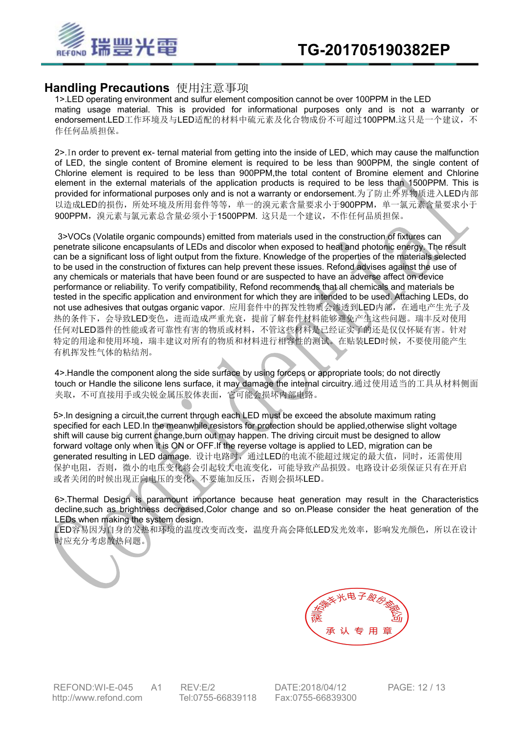## Handling Precautions 使用注意事项

1>.LED operating environment and sulfur element composition cannot be over 100PPM in the LED mating usage material. This is provided for informational purposes only and is not a warranty or endorsement.LED工作环境及与LED适配的材料中硫元素及化合物成份不可超过100PPM.这只是一个建议，不作任何品质担保。

2>.In order to prevent ex- ternal material from getting into the inside of LED, which may cause the malfunction of LED, the single content of Bromine element is required to be less than 900PPM, the single content of Chlorine element is required to be less than 900PPM,the total content of Bromine element and Chlorine element in the external materials of the application products is required to be less than 1500PPM. This is provided for informational purposes only and is not a warranty or endorsement.为了防止外界物质进入LED内部以造成LED的损伤，所处环境及所用套件等等，单一的溴元素含量要求小于900PPM，单一氯元素含量要求小于900PPM，溴元素与氯元素总含量必须小于1500PPM. 这只是一个建议，不作任何品质担保。

3>VOCs (Volatile organic compounds) emitted from materials used in the construction of fixtures can penetrate silicone encapsulants of LEDs and discolor when exposed to heat and photonic energy. The result can be a significant loss of light output from the fixture. Knowledge of the properties of the materials selected to be used in the construction of fixtures can help prevent these issues. Refond advises against the use of any chemicals or materials that have been found or are suspected to have an adverse affect on device performance or reliability. To verify compatibility, Refond recommends that all chemicals and materials be tested in the specific application and environment for which they are intended to be used. Attaching LEDs, do not use adhesives that outgas organic vapor. 应用套件中的挥发性物质会渗透到LED内部，在通电产生光子及热的条件下，会导致LED变色，进而造成严重光衰，提前了解套件材料能够避免产生这些问题。瑞丰反对使用任何对LED器件的性能或者可靠性有害的物质或材料，不管这些材料是已经证实了的还是仅仅怀疑有害。针对特定的用途和使用环境，瑞丰建议对所有的物质和材料进行相容性的测试。在贴装LED时候，不要使用能产生有机挥发性气体的粘结剂。

4>.Handle the component along the side surface by using forceps or appropriate tools; do not directly touch or Handle the silicone lens surface, it may damage the internal circuitry.通过使用适当的工具从材料侧面夹取，不可直接用手或尖锐金属压胶体表面，它可能会损坏内部电路。

5>.In designing a circuit,the current through each LED must be exceed the absolute maximum rating specified for each LED.In the meanwhile,resistors for protection should be applied,otherwise slight voltage shift will cause big current change,burn out may happen. The driving circuit must be designed to allow forward voltage only when it is ON or OFF.If the reverse voltage is applied to LED, migration can be generated resulting in LED damage. 设计电路时，通过LED的电流不能超过规定的最大值，同时，还需使用保护电阻，否则，微小的电压变化将会引起较大电流变化，可能导致产品损毁。电路设计必须保证只有在开启或者关闭的时候出现正向电压的变化，不要施加反压，否则会损坏LED。

6>.Thermal Design is paramount importance because heat generation may result in the Characteristics decline,such as brightness decreased,Color change and so on.Please consider the heat generation of the LEDs when making the system design.
LED容易因为自身的发热和环境的温度改变而改变，温度升高会降低LED发光效率，影响发光颜色，所以在设计时应充分考虑散热问题。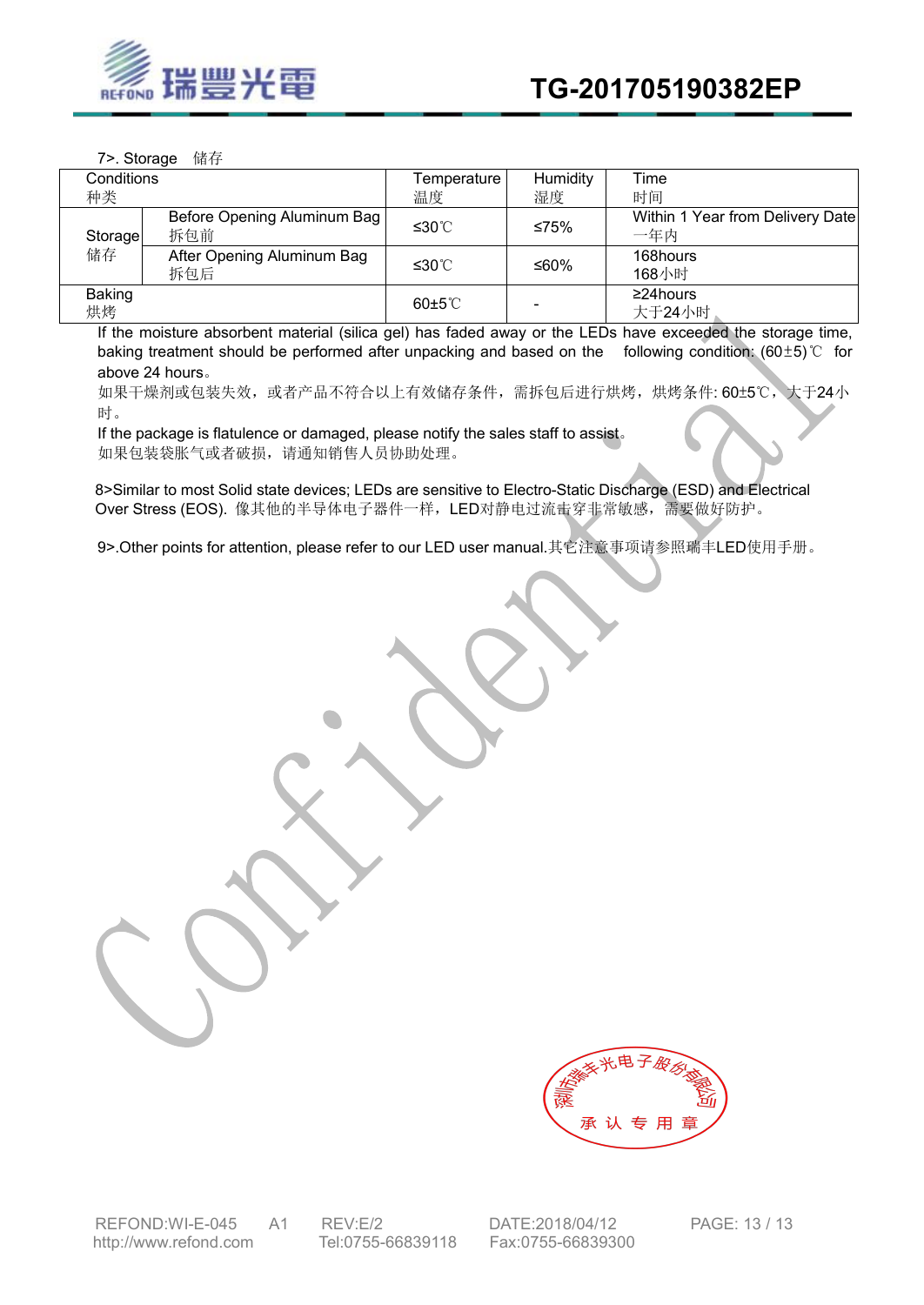7>. Storage 储存

| Conditions<br>种类 | | Temperature<br>温度 | Humidity<br>湿度 | Time<br>时间 |
|---|---|---|---|---|
| Storage<br>储存 | Before Opening Aluminum Bag<br>拆包前 | ≤30℃ | ≤75% | Within 1 Year from Delivery Date<br>一年内 |
| | After Opening Aluminum Bag<br>拆包后 | ≤30℃ | ≤60% | 168hours<br>168小时 |
| Baking<br>烘烤 | | 60±5℃ | - | ≥24hours<br>大于24小时 |

If the moisture absorbent material (silica gel) has faded away or the LEDs have exceeded the storage time, baking treatment should be performed after unpacking and based on the following condition: (60±5)℃ for above 24 hours。

如果干燥剂或包装失效，或者产品不符合以上有效储存条件，需拆包后进行烘烤，烘烤条件: 60±5℃，大于24小时。

If the package is flatulence or damaged, please notify the sales staff to assist。

如果包装袋胀气或者破损，请通知销售人员协助处理。

8>Similar to most Solid state devices; LEDs are sensitive to Electro-Static Discharge (ESD) and Electrical Over Stress (EOS). 像其他的半导体电子器件一样，LED对静电过流击穿非常敏感，需要做好防护。

9>.Other points for attention, please refer to our LED user manual.其它注意事项请参照瑞丰LED使用手册。

深圳市瑞丰光电子股份有限公司 承认专用章